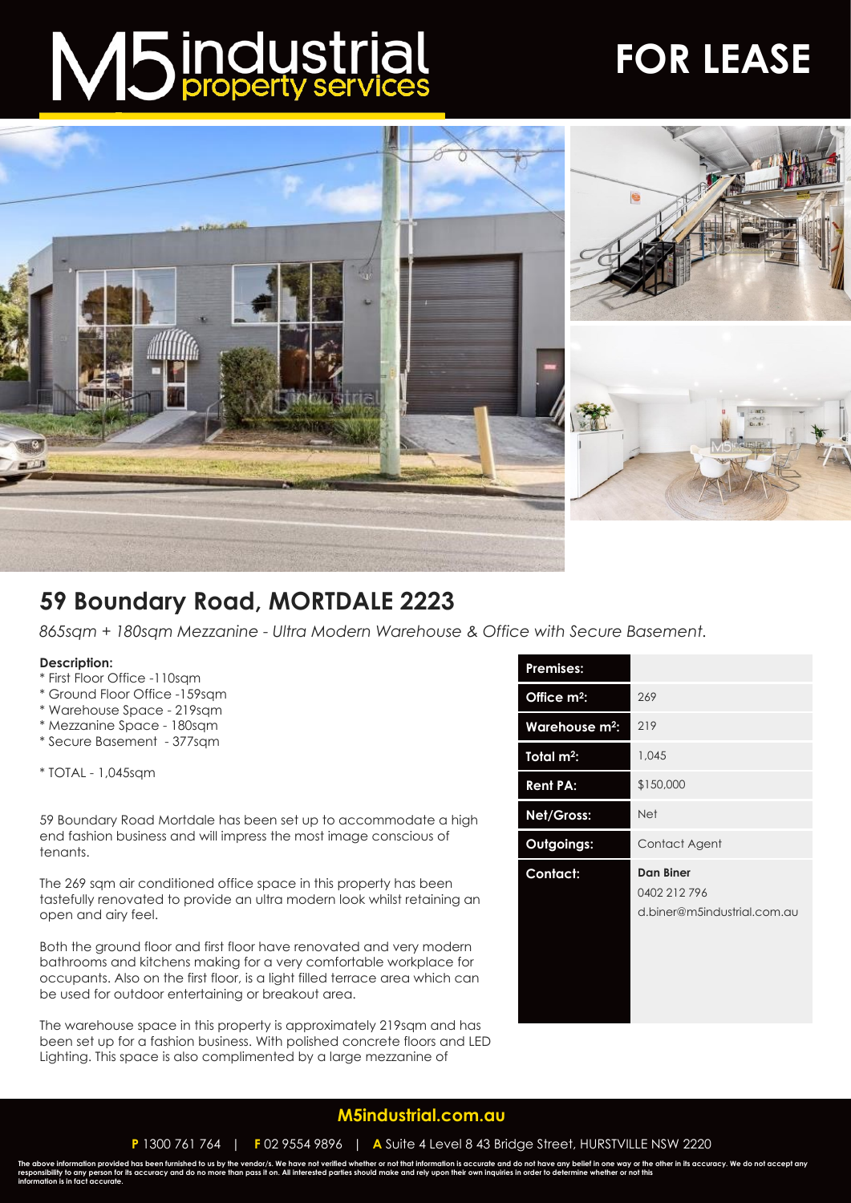# M5 industrial property services

# FOR LEASE

## 59 Boundary Road, MORTDALE 2223

*865sqm + 180sqm Mezzanine - Ultra Modern Warehouse & Office with Secure Basement.*

**Description:**

* First Floor Office -110sqm
* Ground Floor Office -159sqm
* Warehouse Space - 219sqm
* Mezzanine Space - 180sqm
* Secure Basement - 377sqm

* TOTAL - 1,045sqm

59 Boundary Road Mortdale has been set up to accommodate a high end fashion business and will impress the most image conscious of tenants.

The 269 sqm air conditioned office space in this property has been tastefully renovated to provide an ultra modern look whilst retaining an open and airy feel.

Both the ground floor and first floor have renovated and very modern bathrooms and kitchens making for a very comfortable workplace for occupants. Also on the first floor, is a light filled terrace area which can be used for outdoor entertaining or breakout area.

The warehouse space in this property is approximately 219sqm and has been set up for a fashion business. With polished concrete floors and LED Lighting. This space is also complimented by a large mezzanine of

| Premises: | |
|---|---|
| Office m²: | 269 |
| Warehouse m²: | 219 |
| Total m²: | 1,045 |
| Rent PA: | $150,000 |
| Net/Gross: | Net |
| Outgoings: | Contact Agent |
| Contact: | **Dan Biner**<br>0402 212 796<br>d.biner@m5industrial.com.au |

**M5industrial.com.au**

**P** 1300 761 764 | **F** 02 9554 9896 | **A** Suite 4 Level 8 43 Bridge Street, HURSTVILLE NSW 2220

The above information provided has been furnished to us by the vendor/s. We have not verified whether or not that information is accurate and do not have any belief in one way or the other in its accuracy. We do not accept any responsibility to any person for its accuracy and do no more than pass it on. All interested parties should make and rely upon their own inquiries in order to determine whether or not this information is in fact accurate.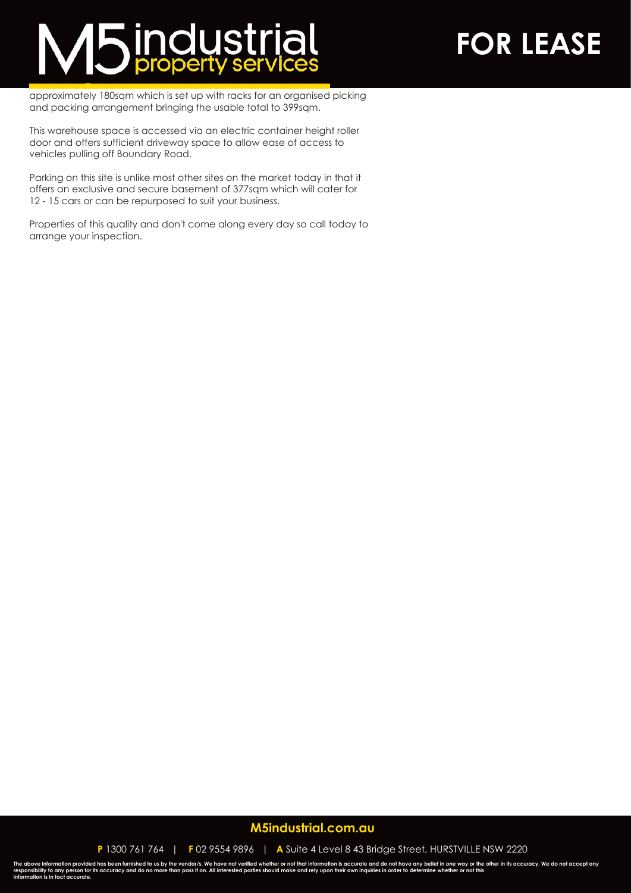approximately 180sqm which is set up with racks for an organised picking and packing arrangement bringing the usable total to 399sqm.

This warehouse space is accessed via an electric container height roller door and offers sufficient driveway space to allow ease of access to vehicles pulling off Boundary Road.

Parking on this site is unlike most other sites on the market today in that it offers an exclusive and secure basement of 377sqm which will cater for 12 - 15 cars or can be repurposed to suit your business.

Properties of this quality and don't come along every day so call today to arrange your inspection.

**M5industrial.com.au**

**P** 1300 761 764 | **F** 02 9554 9896 | **A** Suite 4 Level 8 43 Bridge Street, HURSTVILLE NSW 2220

The above information provided has been furnished to us by the vendor/s. We have not verified whether or not that information is accurate and do not have any belief in one way or the other in its accuracy. We do not accept any responsibility to any person for its accuracy and do no more than pass it on. All interested parties should make and rely upon their own inquiries in order to determine whether or not this information is in fact accurate.